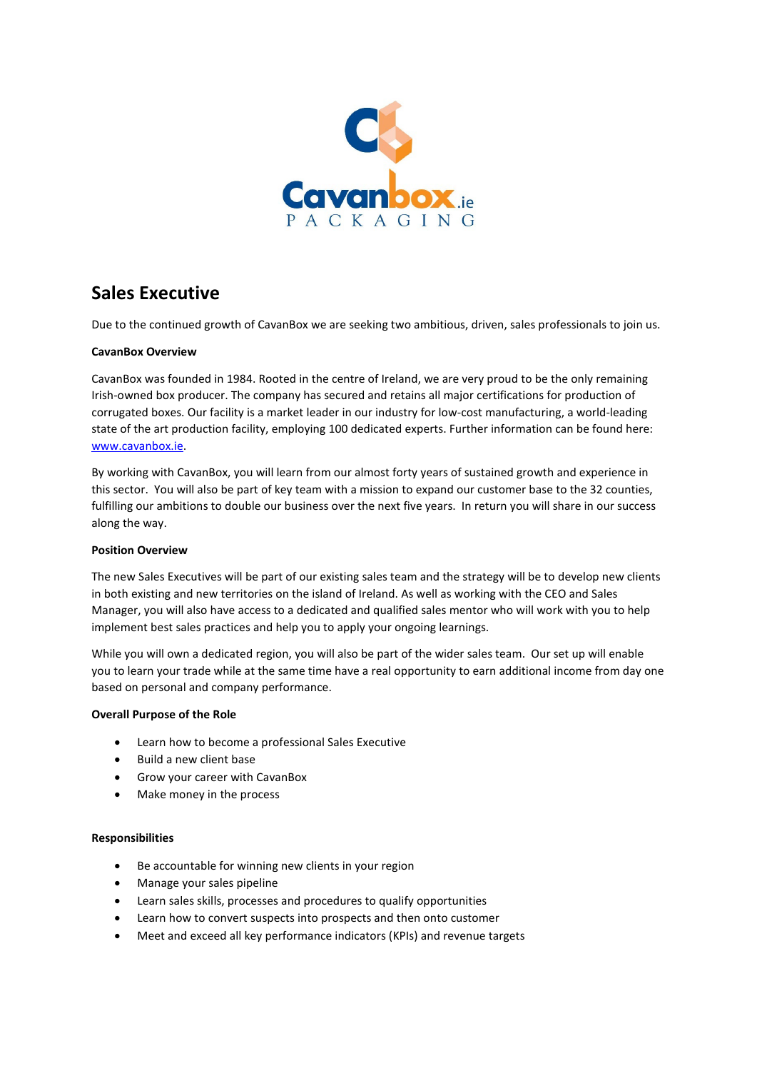# Sales Executive

Due to the continued growth of CavanBox we are seeking two ambitious, driven, sales professionals to join us.

**CavanBox Overview**

CavanBox was founded in 1984. Rooted in the centre of Ireland, we are very proud to be the only remaining Irish-owned box producer. The company has secured and retains all major certifications for production of corrugated boxes. Our facility is a market leader in our industry for low-cost manufacturing, a world-leading state of the art production facility, employing 100 dedicated experts. Further information can be found here: [www.cavanbox.ie](www.cavanbox.ie).

By working with CavanBox, you will learn from our almost forty years of sustained growth and experience in this sector. You will also be part of key team with a mission to expand our customer base to the 32 counties, fulfilling our ambitions to double our business over the next five years. In return you will share in our success along the way.

**Position Overview**

The new Sales Executives will be part of our existing sales team and the strategy will be to develop new clients in both existing and new territories on the island of Ireland. As well as working with the CEO and Sales Manager, you will also have access to a dedicated and qualified sales mentor who will work with you to help implement best sales practices and help you to apply your ongoing learnings.

While you will own a dedicated region, you will also be part of the wider sales team. Our set up will enable you to learn your trade while at the same time have a real opportunity to earn additional income from day one based on personal and company performance.

**Overall Purpose of the Role**

- Learn how to become a professional Sales Executive
- Build a new client base
- Grow your career with CavanBox
- Make money in the process

**Responsibilities**

- Be accountable for winning new clients in your region
- Manage your sales pipeline
- Learn sales skills, processes and procedures to qualify opportunities
- Learn how to convert suspects into prospects and then onto customer
- Meet and exceed all key performance indicators (KPIs) and revenue targets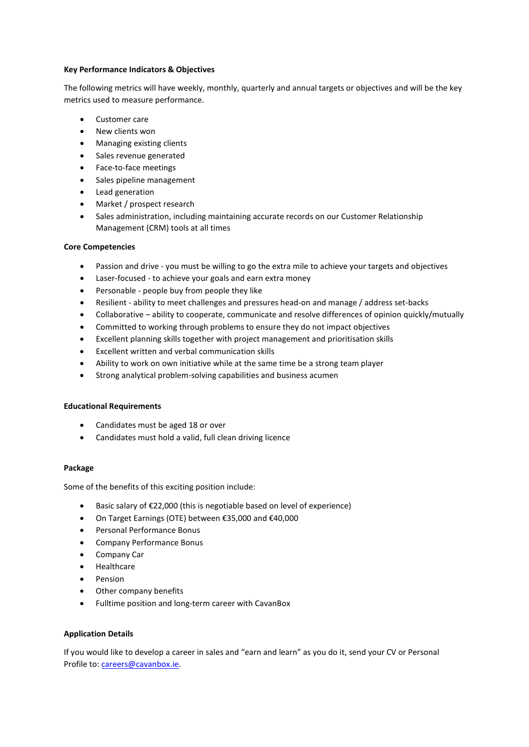**Key Performance Indicators & Objectives**

The following metrics will have weekly, monthly, quarterly and annual targets or objectives and will be the key metrics used to measure performance.

- Customer care
- New clients won
- Managing existing clients
- Sales revenue generated
- Face-to-face meetings
- Sales pipeline management
- Lead generation
- Market / prospect research
- Sales administration, including maintaining accurate records on our Customer Relationship Management (CRM) tools at all times

**Core Competencies**

- Passion and drive - you must be willing to go the extra mile to achieve your targets and objectives
- Laser-focused - to achieve your goals and earn extra money
- Personable - people buy from people they like
- Resilient - ability to meet challenges and pressures head-on and manage / address set-backs
- Collaborative – ability to cooperate, communicate and resolve differences of opinion quickly/mutually
- Committed to working through problems to ensure they do not impact objectives
- Excellent planning skills together with project management and prioritisation skills
- Excellent written and verbal communication skills
- Ability to work on own initiative while at the same time be a strong team player
- Strong analytical problem-solving capabilities and business acumen

**Educational Requirements**

- Candidates must be aged 18 or over
- Candidates must hold a valid, full clean driving licence

**Package**

Some of the benefits of this exciting position include:

- Basic salary of €22,000 (this is negotiable based on level of experience)
- On Target Earnings (OTE) between €35,000 and €40,000
- Personal Performance Bonus
- Company Performance Bonus
- Company Car
- Healthcare
- Pension
- Other company benefits
- Fulltime position and long-term career with CavanBox

**Application Details**

If you would like to develop a career in sales and "earn and learn" as you do it, send your CV or Personal Profile to: careers@cavanbox.ie.